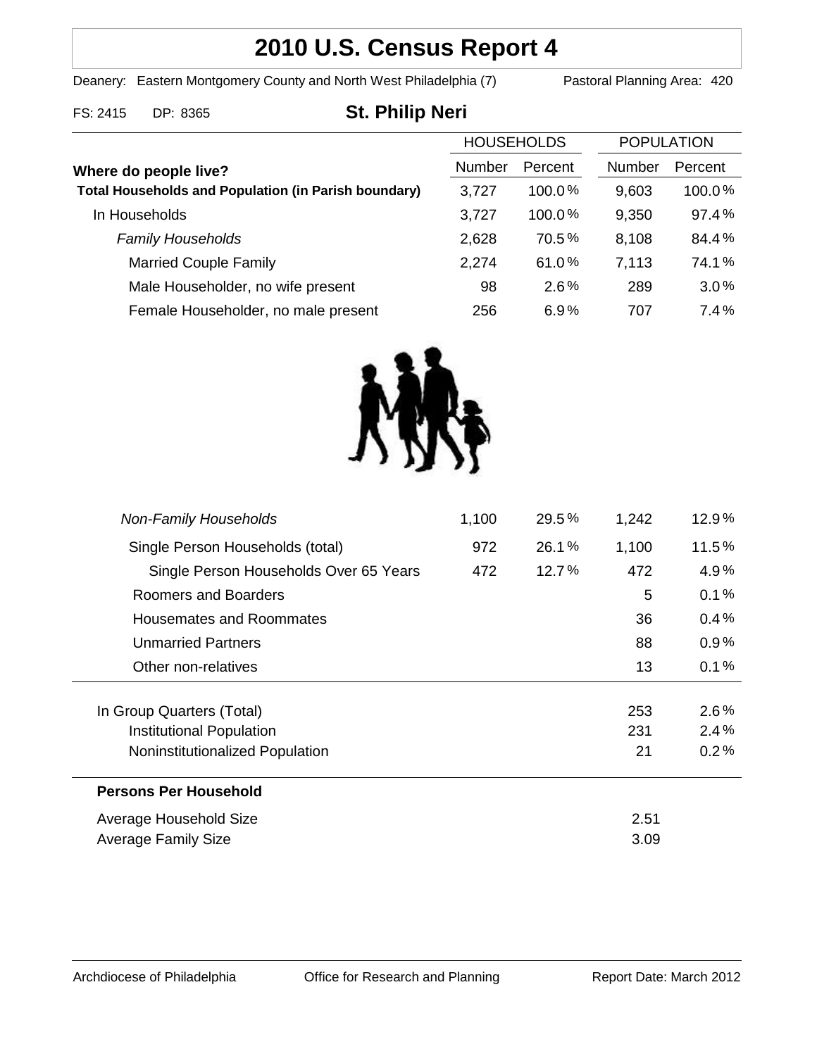# 2010 U.S. Census Report 4

Deanery: Eastern Montgomery County and North West Philadelphia (7)    Pastoral Planning Area: 420

FS: 2415    DP: 8365

## St. Philip Neri

| Where do people live? | HOUSEHOLDS Number | HOUSEHOLDS Percent | POPULATION Number | POPULATION Percent |
|---|---|---|---|---|
| **Total Households and Population (in Parish boundary)** | 3,727 | 100.0 % | 9,603 | 100.0 % |
| In Households | 3,727 | 100.0 % | 9,350 | 97.4 % |
| *Family Households* | 2,628 | 70.5 % | 8,108 | 84.4 % |
| Married Couple Family | 2,274 | 61.0 % | 7,113 | 74.1 % |
| Male Householder, no wife present | 98 | 2.6 % | 289 | 3.0 % |
| Female Householder, no male present | 256 | 6.9 % | 707 | 7.4 % |
| *Non-Family Households* | 1,100 | 29.5 % | 1,242 | 12.9 % |
| Single Person Households (total) | 972 | 26.1 % | 1,100 | 11.5 % |
| Single Person Households Over 65 Years | 472 | 12.7 % | 472 | 4.9 % |
| Roomers and Boarders | | | 5 | 0.1 % |
| Housemates and Roommates | | | 36 | 0.4 % |
| Unmarried Partners | | | 88 | 0.9 % |
| Other non-relatives | | | 13 | 0.1 % |
| In Group Quarters (Total) | | | 253 | 2.6 % |
| Institutional Population | | | 231 | 2.4 % |
| Noninstitutionalized Population | | | 21 | 0.2 % |

**Persons Per Household**

| | |
|---|---|
| Average Household Size | 2.51 |
| Average Family Size | 3.09 |

Archdiocese of Philadelphia    Office for Research and Planning    Report Date: March 2012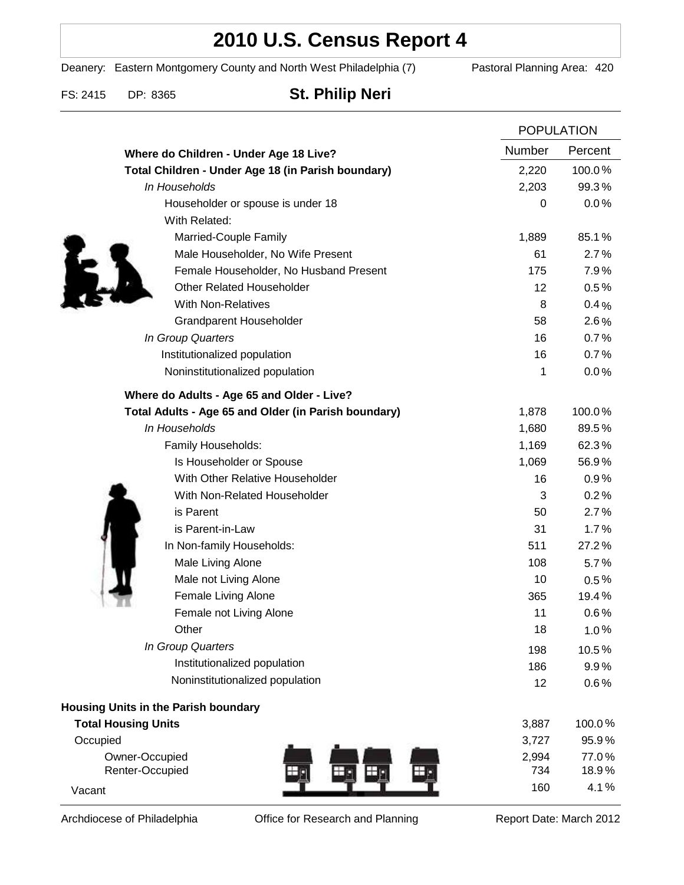# 2010 U.S. Census Report 4

Deanery: Eastern Montgomery County and North West Philadelphia (7) Pastoral Planning Area: 420

FS: 2415 DP: 8365 **St. Philip Neri**

| | POPULATION | |
|---|---|---|
| | Number | Percent |
| **Where do Children - Under Age 18 Live?** | | |
| **Total Children - Under Age 18 (in Parish boundary)** | 2,220 | 100.0 % |
| *In Households* | 2,203 | 99.3 % |
| Householder or spouse is under 18 | 0 | 0.0 % |
| With Related: | | |
| Married-Couple Family | 1,889 | 85.1 % |
| Male Householder, No Wife Present | 61 | 2.7 % |
| Female Householder, No Husband Present | 175 | 7.9 % |
| Other Related Householder | 12 | 0.5 % |
| With Non-Relatives | 8 | 0.4 % |
| Grandparent Householder | 58 | 2.6 % |
| *In Group Quarters* | 16 | 0.7 % |
| Institutionalized population | 16 | 0.7 % |
| Noninstitutionalized population | 1 | 0.0 % |
| **Where do Adults - Age 65 and Older - Live?** | | |
| **Total Adults - Age 65 and Older (in Parish boundary)** | 1,878 | 100.0 % |
| *In Households* | 1,680 | 89.5 % |
| Family Households: | 1,169 | 62.3 % |
| Is Householder or Spouse | 1,069 | 56.9 % |
| With Other Relative Householder | 16 | 0.9 % |
| With Non-Related Householder | 3 | 0.2 % |
| is Parent | 50 | 2.7 % |
| is Parent-in-Law | 31 | 1.7 % |
| In Non-family Households: | 511 | 27.2 % |
| Male Living Alone | 108 | 5.7 % |
| Male not Living Alone | 10 | 0.5 % |
| Female Living Alone | 365 | 19.4 % |
| Female not Living Alone | 11 | 0.6 % |
| Other | 18 | 1.0 % |
| *In Group Quarters* | 198 | 10.5 % |
| Institutionalized population | 186 | 9.9 % |
| Noninstitutionalized population | 12 | 0.6 % |
| **Housing Units in the Parish boundary** | | |
| **Total Housing Units** | 3,887 | 100.0 % |
| Occupied | 3,727 | 95.9 % |
| Owner-Occupied | 2,994 | 77.0 % |
| Renter-Occupied | 734 | 18.9 % |
| Vacant | 160 | 4.1 % |

Archdiocese of Philadelphia Office for Research and Planning Report Date: March 2012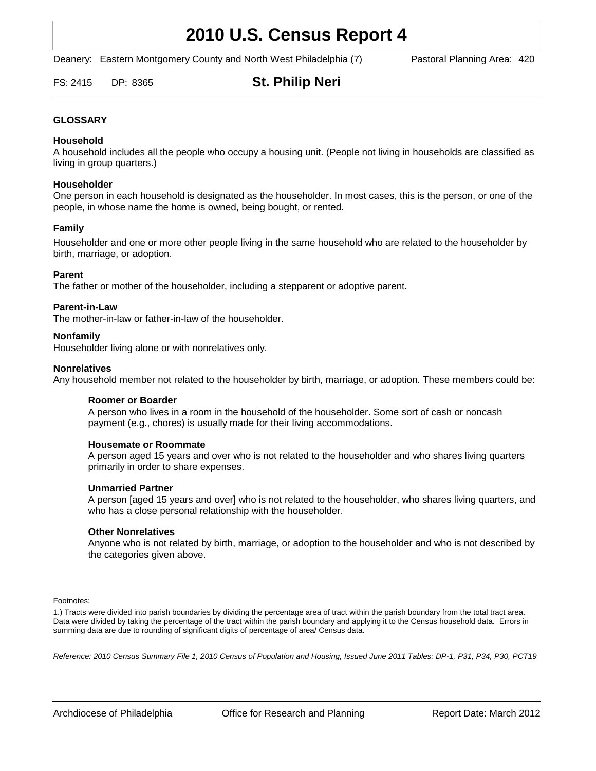# 2010 U.S. Census Report 4

Deanery: Eastern Montgomery County and North West Philadelphia (7) Pastoral Planning Area: 420

FS: 2415 DP: 8365 **St. Philip Neri**

## GLOSSARY

**Household**
A household includes all the people who occupy a housing unit. (People not living in households are classified as living in group quarters.)

**Householder**
One person in each household is designated as the householder. In most cases, this is the person, or one of the people, in whose name the home is owned, being bought, or rented.

**Family**
Householder and one or more other people living in the same household who are related to the householder by birth, marriage, or adoption.

**Parent**
The father or mother of the householder, including a stepparent or adoptive parent.

**Parent-in-Law**
The mother-in-law or father-in-law of the householder.

**Nonfamily**
Householder living alone or with nonrelatives only.

**Nonrelatives**
Any household member not related to the householder by birth, marriage, or adoption. These members could be:

> **Roomer or Boarder**
> A person who lives in a room in the household of the householder. Some sort of cash or noncash payment (e.g., chores) is usually made for their living accommodations.
>
> **Housemate or Roommate**
> A person aged 15 years and over who is not related to the householder and who shares living quarters primarily in order to share expenses.
>
> **Unmarried Partner**
> A person [aged 15 years and over] who is not related to the householder, who shares living quarters, and who has a close personal relationship with the householder.
>
> **Other Nonrelatives**
> Anyone who is not related by birth, marriage, or adoption to the householder and who is not described by the categories given above.

Footnotes:

1.) Tracts were divided into parish boundaries by dividing the percentage area of tract within the parish boundary from the total tract area. Data were divided by taking the percentage of the tract within the parish boundary and applying it to the Census household data. Errors in summing data are due to rounding of significant digits of percentage of area/ Census data.

*Reference: 2010 Census Summary File 1, 2010 Census of Population and Housing, Issued June 2011 Tables: DP-1, P31, P34, P30, PCT19*

Archdiocese of Philadelphia Office for Research and Planning Report Date: March 2012